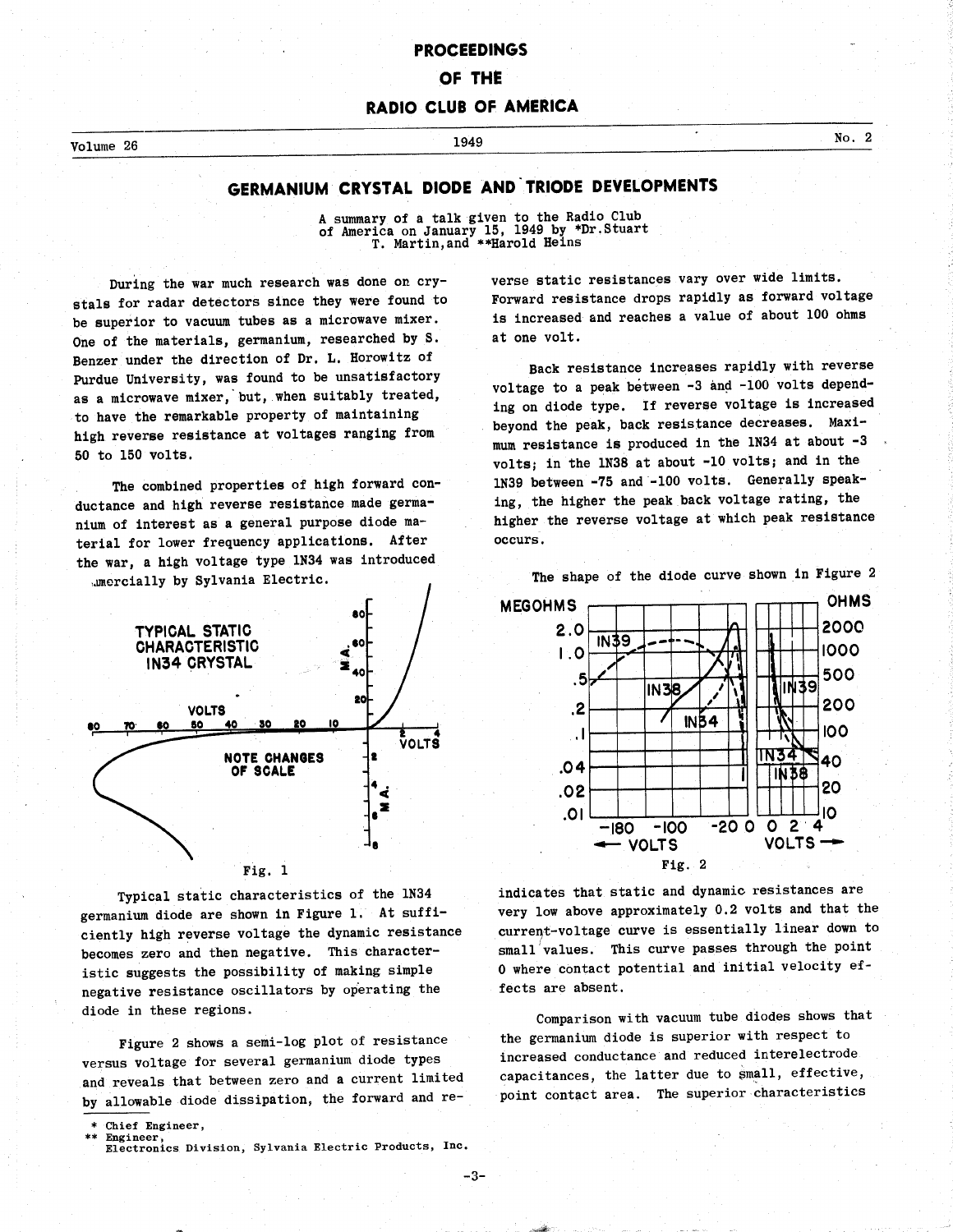# PROCEEDINGS OF THE RADIO CLUB OF AMERICA

Volume 26 — 1949 — No. 2

## GERMANIUM CRYSTAL DIODE AND TRIODE DEVELOPMENTS

A summary of a talk given to the Radio Club of America on January 15, 1949 by *Dr. Stuart T. Martin, and **Harold Heins

During the war much research was done on crystals for radar detectors since they were found to be superior to vacuum tubes as a microwave mixer. One of the materials, germanium, researched by S. Benzer under the direction of Dr. L. Horowitz of Purdue University, was found to be unsatisfactory as a microwave mixer, but, when suitably treated, to have the remarkable property of maintaining high reverse resistance at voltages ranging from 50 to 150 volts.

The combined properties of high forward conductance and high reverse resistance made germanium of interest as a general purpose diode material for lower frequency applications. After the war, a high voltage type 1N34 was introduced commercially by Sylvania Electric.

Fig. 1

Typical static characteristics of the 1N34 germanium diode are shown in Figure 1. At sufficiently high reverse voltage the dynamic resistance becomes zero and then negative. This characteristic suggests the possibility of making simple negative resistance oscillators by operating the diode in these regions.

Figure 2 shows a semi-log plot of resistance versus voltage for several germanium diode types and reveals that between zero and a current limited by allowable diode dissipation, the forward and reverse static resistances vary over wide limits. Forward resistance drops rapidly as forward voltage is increased and reaches a value of about 100 ohms at one volt.

Back resistance increases rapidly with reverse voltage to a peak between -3 and -100 volts depending on diode type. If reverse voltage is increased beyond the peak, back resistance decreases. Maximum resistance is produced in the 1N34 at about -3 volts; in the 1N38 at about -10 volts; and in the 1N39 between -75 and -100 volts. Generally speaking, the higher the peak back voltage rating, the higher the reverse voltage at which peak resistance occurs.

The shape of the diode curve shown in Figure 2 indicates that static and dynamic resistances are very low above approximately 0.2 volts and that the current-voltage curve is essentially linear down to small values. This curve passes through the point 0 where contact potential and initial velocity effects are absent.

Fig. 2

Comparison with vacuum tube diodes shows that the germanium diode is superior with respect to increased conductance and reduced interelectrode capacitances, the latter due to small, effective, point contact area. The superior characteristics

\* Chief Engineer,
\*\* Engineer,
Electronics Division, Sylvania Electric Products, Inc.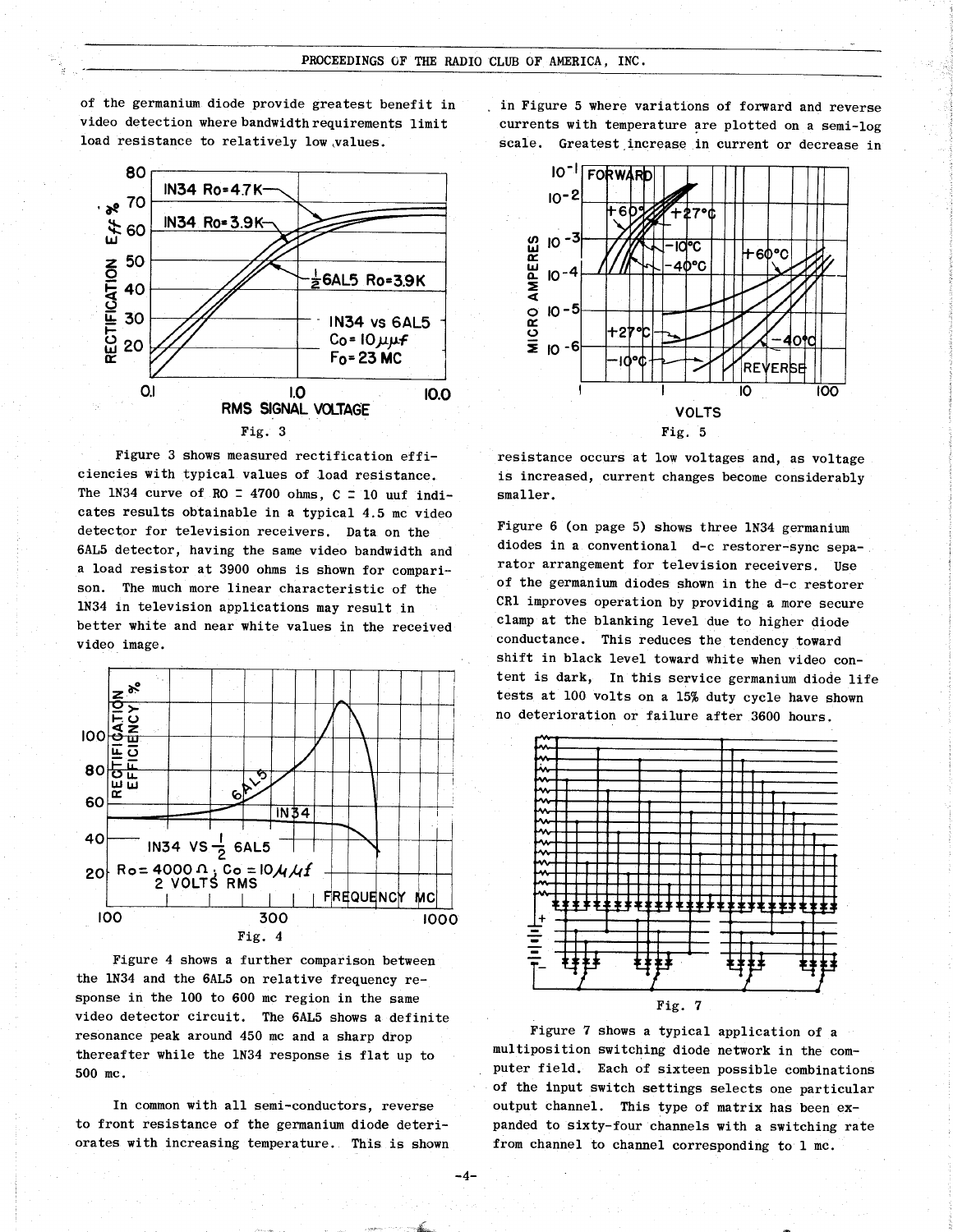of the germanium diode provide greatest benefit in video detection where bandwidth requirements limit load resistance to relatively low values.

Fig. 3

Figure 3 shows measured rectification efficiencies with typical values of load resistance. The 1N34 curve of RO = 4700 ohms, C = 10 uuf indicates results obtainable in a typical 4.5 mc video detector for television receivers. Data on the 6AL5 detector, having the same video bandwidth and a load resistor at 3900 ohms is shown for comparison. The much more linear characteristic of the 1N34 in television applications may result in better white and near white values in the received video image.

Fig. 4

Figure 4 shows a further comparison between the 1N34 and the 6AL5 on relative frequency response in the 100 to 600 mc region in the same video detector circuit. The 6AL5 shows a definite resonance peak around 450 mc and a sharp drop thereafter while the 1N34 response is flat up to 500 mc.

In common with all semi-conductors, reverse to front resistance of the germanium diode deteriorates with increasing temperature. This is shown in Figure 5 where variations of forward and reverse currents with temperature are plotted on a semi-log scale. Greatest increase in current or decrease in resistance occurs at low voltages and, as voltage is increased, current changes become considerably smaller.

Fig. 5

Figure 6 (on page 5) shows three 1N34 germanium diodes in a conventional d-c restorer-sync separator arrangement for television receivers. Use of the germanium diodes shown in the d-c restorer CR1 improves operation by providing a more secure clamp at the blanking level due to higher diode conductance. This reduces the tendency toward shift in black level toward white when video content is dark. In this service germanium diode life tests at 100 volts on a 15% duty cycle have shown no deterioration or failure after 3600 hours.

Fig. 7

Figure 7 shows a typical application of a multiposition switching diode network in the computer field. Each of sixteen possible combinations of the input switch settings selects one particular output channel. This type of matrix has been expanded to sixty-four channels with a switching rate from channel to channel corresponding to 1 mc.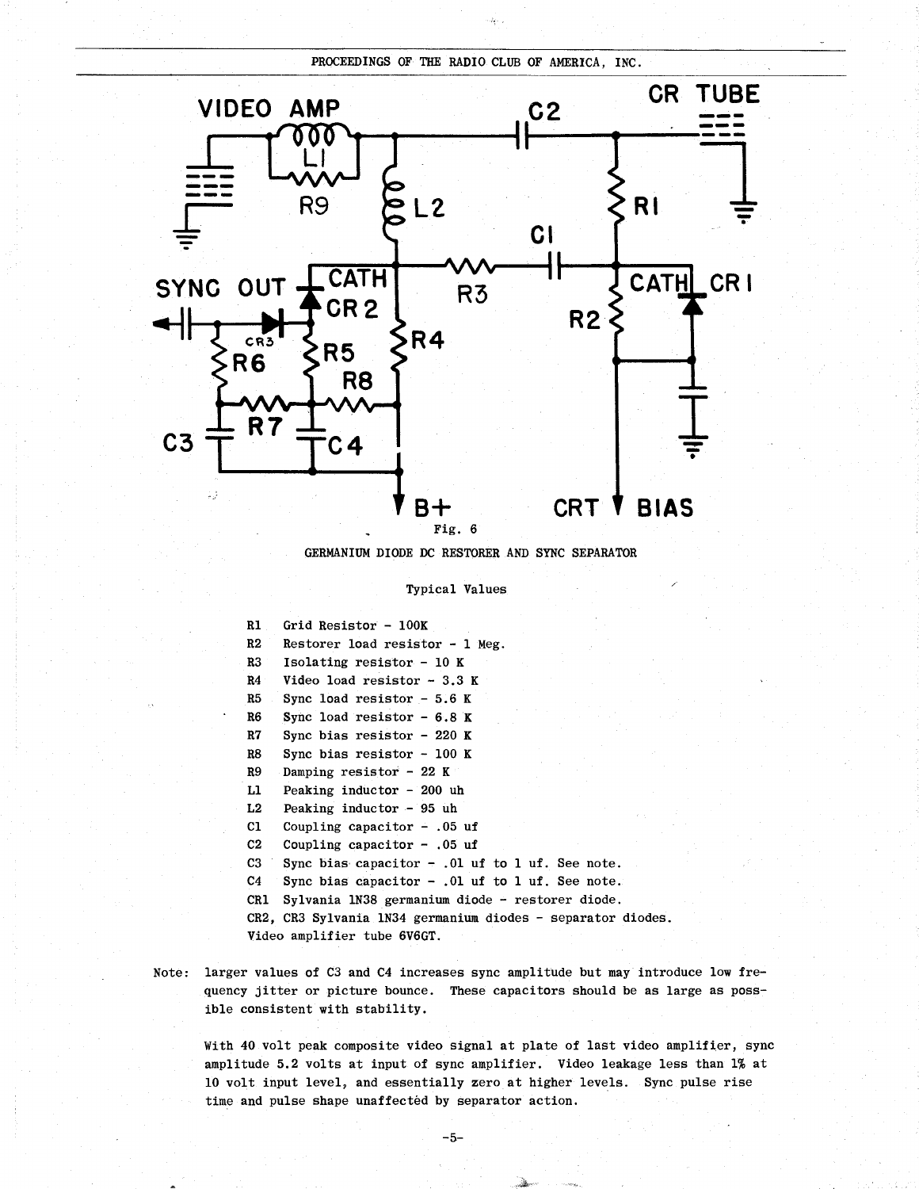Fig. 6

GERMANIUM DIODE DC RESTORER AND SYNC SEPARATOR

Typical Values

| | |
|---|---|
| R1 | Grid Resistor - 100K |
| R2 | Restorer load resistor - 1 Meg. |
| R3 | Isolating resistor - 10 K |
| R4 | Video load resistor - 3.3 K |
| R5 | Sync load resistor - 5.6 K |
| R6 | Sync load resistor - 6.8 K |
| R7 | Sync bias resistor - 220 K |
| R8 | Sync bias resistor - 100 K |
| R9 | Damping resistor - 22 K |
| L1 | Peaking inductor - 200 uh |
| L2 | Peaking inductor - 95 uh |
| C1 | Coupling capacitor - .05 uf |
| C2 | Coupling capacitor - .05 uf |
| C3 | Sync bias capacitor - .01 uf to 1 uf. See note. |
| C4 | Sync bias capacitor - .01 uf to 1 uf. See note. |
| CR1 | Sylvania 1N38 germanium diode - restorer diode. |
| CR2, CR3 | Sylvania 1N34 germanium diodes - separator diodes. |

Video amplifier tube 6V6GT.

Note: larger values of C3 and C4 increases sync amplitude but may introduce low frequency jitter or picture bounce. These capacitors should be as large as possible consistent with stability.

With 40 volt peak composite video signal at plate of last video amplifier, sync amplitude 5.2 volts at input of sync amplifier. Video leakage less than 1% at 10 volt input level, and essentially zero at higher levels. Sync pulse rise time and pulse shape unaffected by separator action.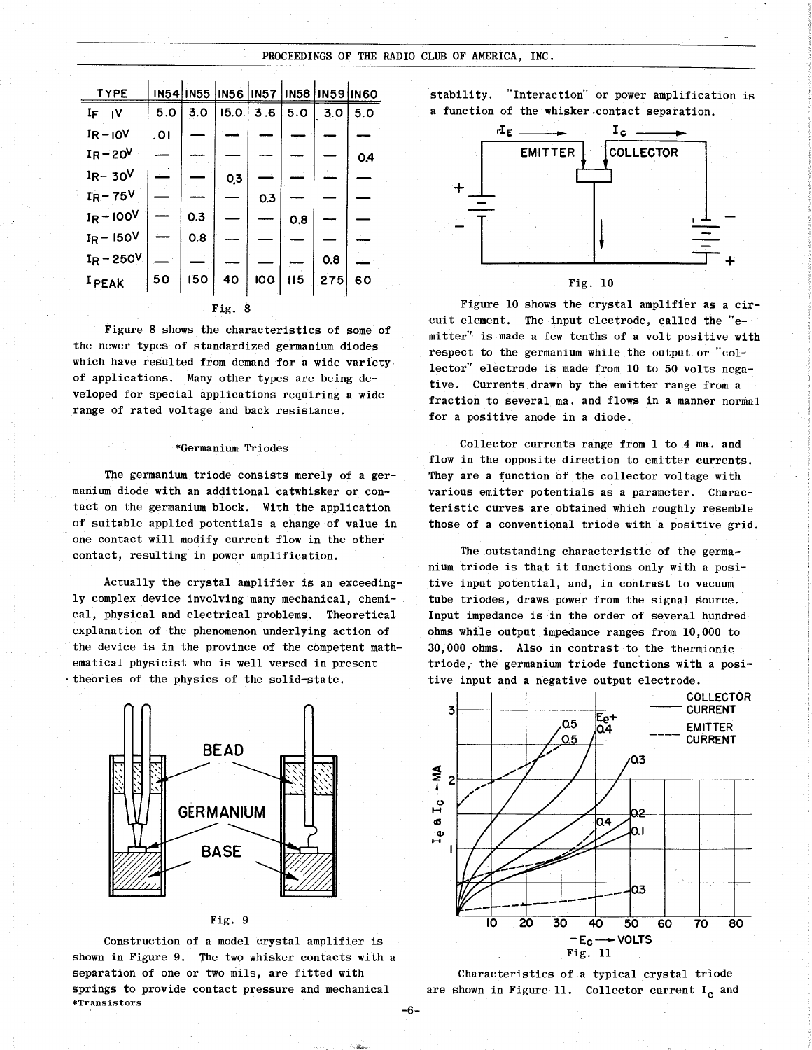| TYPE | 1N54 | 1N55 | 1N56 | 1N57 | 1N58 | 1N59 | 1N60 |
|---|---|---|---|---|---|---|---|
| $I_F$ 1V | 5.0 | 3.0 | 15.0 | 3.6 | 5.0 | 3.0 | 5.0 |
| $I_R$ - 10V | .01 | — | — | — | — | — | — |
| $I_R$ - 20V | — | — | — | — | — | — | 0.4 |
| $I_R$ - 30V | — | — | 0.3 | — | — | — | — |
| $I_R$ - 75V | — | — | — | 0.3 | — | — | — |
| $I_R$ - 100V | — | 0.3 | — | — | 0.8 | — | — |
| $I_R$ - 150V | — | 0.8 | — | — | — | — | — |
| $I_R$ - 250V | — | — | — | — | — | 0.8 | — |
| $I_{PEAK}$ | 50 | 150 | 40 | 100 | 115 | 275 | 60 |

Fig. 8

Figure 8 shows the characteristics of some of the newer types of standardized germanium diodes which have resulted from demand for a wide variety of applications. Many other types are being developed for special applications requiring a wide range of rated voltage and back resistance.

## *Germanium Triodes

The germanium triode consists merely of a germanium diode with an additional catwhisker or contact on the germanium block. With the application of suitable applied potentials a change of value in one contact will modify current flow in the other contact, resulting in power amplification.

Actually the crystal amplifier is an exceedingly complex device involving many mechanical, chemical, physical and electrical problems. Theoretical explanation of the phenomenon underlying action of the device is in the province of the competent mathematical physicist who is well versed in present theories of the physics of the solid-state.

Fig. 9

Construction of a model crystal amplifier is shown in Figure 9. The two whisker contacts with a separation of one or two mils, are fitted with springs to provide contact pressure and mechanical stability. "Interaction" or power amplification is a function of the whisker-contact separation.

*Transistors

Fig. 10

Figure 10 shows the crystal amplifier as a circuit element. The input electrode, called the "emitter" is made a few tenths of a volt positive with respect to the germanium while the output or "collector" electrode is made from 10 to 50 volts negative. Currents drawn by the emitter range from a fraction to several ma. and flows in a manner normal for a positive anode in a diode.

Collector currents range from 1 to 4 ma. and flow in the opposite direction to emitter currents. They are a function of the collector voltage with various emitter potentials as a parameter. Characteristic curves are obtained which roughly resemble those of a conventional triode with a positive grid.

The outstanding characteristic of the germanium triode is that it functions only with a positive input potential, and, in contrast to vacuum tube triodes, draws power from the signal source. Input impedance is in the order of several hundred ohms while output impedance ranges from 10,000 to 30,000 ohms. Also in contrast to the thermionic triode, the germanium triode functions with a positive input and a negative output electrode.

Fig. 11

Characteristics of a typical crystal triode are shown in Figure 11. Collector current $I_c$ and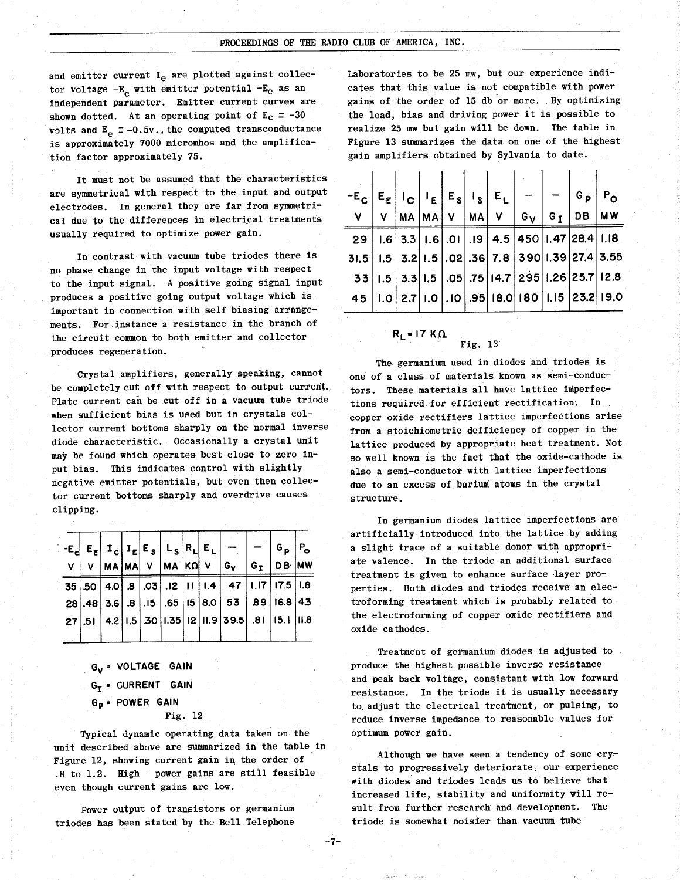and emitter current $I_e$ are plotted against collector voltage $-E_c$ with emitter potential $-E_e$ as an independent parameter. Emitter current curves are shown dotted. At an operating point of $E_c = -30$ volts and $E_e = -0.5$v., the computed transconductance is approximately 7000 micromhos and the amplification factor approximately 75.

It must not be assumed that the characteristics are symmetrical with respect to the input and output electrodes. In general they are far from symmetrical due to the differences in electrical treatments usually required to optimize power gain.

In contrast with vacuum tube triodes there is no phase change in the input voltage with respect to the input signal. A positive going signal input produces a positive going output voltage which is important in connection with self biasing arrangements. For instance a resistance in the branch of the circuit common to both emitter and collector produces regeneration.

Crystal amplifiers, generally speaking, cannot be completely cut off with respect to output current. Plate current can be cut off in a vacuum tube triode when sufficient bias is used but in crystals collector current bottoms sharply on the normal inverse diode characteristic. Occasionally a crystal unit may be found which operates best close to zero input bias. This indicates control with slightly negative emitter potentials, but even then collector current bottoms sharply and overdrive causes clipping.

| $-E_C$ | $E_E$ | $I_C$ | $I_E$ | $E_S$ | $L_S$ | $R_L$ | $E_L$ | — | — | $G_P$ | $P_O$ |
|---|---|---|---|---|---|---|---|---|---|---|---|
| V | V | MA | MA | V | MA | KΩ | V | $G_V$ | $G_I$ | DB | MW |
| 35 | .50 | 4.0 | .8 | .03 | .12 | 11 | 1.4 | 47 | 1.17 | 17.5 | 1.8 |
| 28 | .48 | 3.6 | .8 | .15 | .65 | 15 | 8.0 | 53 | .89 | 16.8 | 4.3 |
| 27 | .51 | 4.2 | 1.5 | .30 | 1.35 | 12 | 11.9 | 39.5 | .81 | 15.1 | 11.8 |

$G_V$ = VOLTAGE GAIN

$G_I$ = CURRENT GAIN

$G_P$ = POWER GAIN

Fig. 12

Typical dynamic operating data taken on the unit described above are summarized in the table in Figure 12, showing current gain in the order of .8 to 1.2. High power gains are still feasible even though current gains are low.

Power output of transistors or germanium triodes has been stated by the Bell Telephone Laboratories to be 25 mw, but our experience indicates that this value is not compatible with power gains of the order of 15 db or more. By optimizing the load, bias and driving power it is possible to realize 25 mw but gain will be down. The table in Figure 13 summarizes the data on one of the highest gain amplifiers obtained by Sylvania to date.

| $-E_C$ | $E_E$ | $I_C$ | $I_E$ | $E_S$ | $I_S$ | $E_L$ | — | — | $G_P$ | $P_O$ |
|---|---|---|---|---|---|---|---|---|---|---|
| V | V | MA | MA | V | MA | V | $G_V$ | $G_I$ | DB | MW |
| 29 | 1.6 | 3.3 | 1.6 | .01 | .19 | 4.5 | 450 | 1.47 | 28.4 | 1.18 |
| 31.5 | 1.5 | 3.2 | 1.5 | .02 | .36 | 7.8 | 390 | 1.39 | 27.4 | 3.55 |
| 33 | 1.5 | 3.3 | 1.5 | .05 | .75 | 14.7 | 295 | 1.26 | 25.7 | 12.8 |
| 45 | 1.0 | 2.7 | 1.0 | .10 | .95 | 18.0 | 180 | 1.15 | 23.2 | 19.0 |

$R_L$ = 17 KΩ

Fig. 13

The germanium used in diodes and triodes is one of a class of materials known as semi-conductors. These materials all have lattice imperfections required for efficient rectification. In copper oxide rectifiers lattice imperfections arise from a stoichiometric defficiency of copper in the lattice produced by appropriate heat treatment. Not so well known is the fact that the oxide-cathode is also a semi-conductor with lattice imperfections due to an excess of barium atoms in the crystal structure.

In germanium diodes lattice imperfections are artificially introduced into the lattice by adding a slight trace of a suitable donor with appropriate valence. In the triode an additional surface treatment is given to enhance surface layer properties. Both diodes and triodes receive an electroforming treatment which is probably related to the electroforming of copper oxide rectifiers and oxide cathodes.

Treatment of germanium diodes is adjusted to produce the highest possible inverse resistance and peak back voltage, consistant with low forward resistance. In the triode it is usually necessary to adjust the electrical treatment, or pulsing, to reduce inverse impedance to reasonable values for optimum power gain.

Although we have seen a tendency of some crystals to progressively deteriorate, our experience with diodes and triodes leads us to believe that increased life, stability and uniformity will result from further research and development. The triode is somewhat noisier than vacuum tube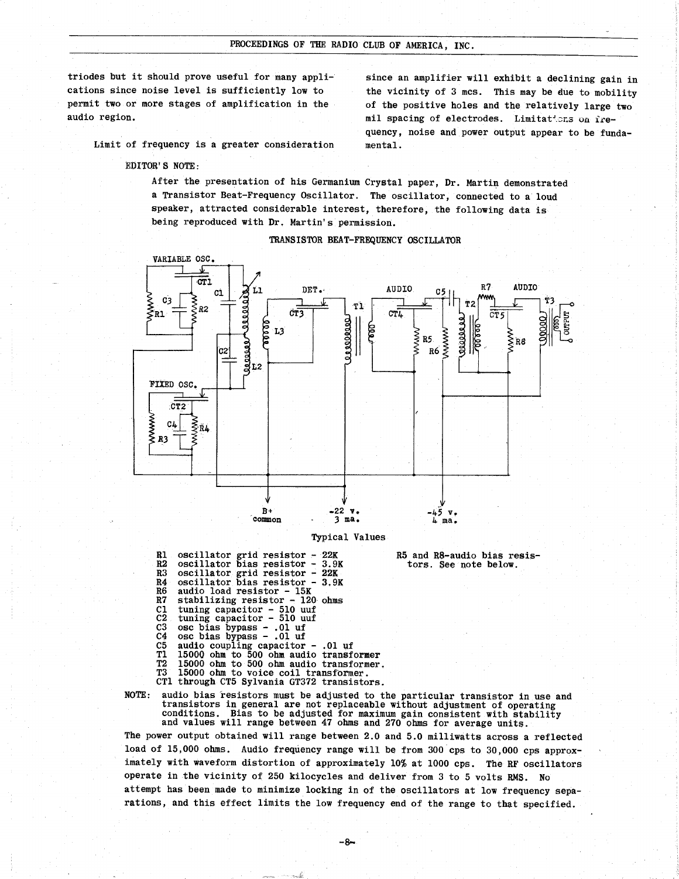triodes but it should prove useful for many applications since noise level is sufficiently low to permit two or more stages of amplification in the audio region.

Limit of frequency is a greater consideration since an amplifier will exhibit a declining gain in the vicinity of 3 mcs. This may be due to mobility of the positive holes and the relatively large two mil spacing of electrodes. Limitations on frequency, noise and power output appear to be fundamental.

EDITOR'S NOTE:

After the presentation of his Germanium Crystal paper, Dr. Martin demonstrated a Transistor Beat-Frequency Oscillator. The oscillator, connected to a loud speaker, attracted considerable interest, therefore, the following data is being reproduced with Dr. Martin's permission.

## TRANSISTOR BEAT-FREQUENCY OSCILLATOR

VARIABLE OSC.
CT1
C1
L1
C3
R1
R2
DET.
CT3
T1
L3
C2
L2
AUDIO
CT4
C5
R5
R6
R7
AUDIO
T2
CT5
R8
T3
OUTPUT
FIXED OSC.
CT2
C4
R3
R4
B+
common
-22 v.
3 ma.
-45 v.
4 ma.

Typical Values

R1 oscillator grid resistor - 22K
R2 oscillator bias resistor - 3.9K
R3 oscillator grid resistor - 22K
R4 oscillator bias resistor - 3.9K
R6 audio load resistor - 15K
R7 stabilizing resistor - 120 ohms
C1 tuning capacitor - 510 uuf
C2 tuning capacitor - 510 uuf
C3 osc bias bypass - .01 uf
C4 osc bias bypass - .01 uf
C5 audio coupling capacitor - .01 uf
T1 15000 ohm to 500 ohm audio transformer
T2 15000 ohm to 500 ohm audio transformer.
T3 15000 ohm to voice coil transformer.
CT1 through CT5 Sylvania GT372 transistors.

R5 and R8-audio bias resistors. See note below.

NOTE: audio bias resistors must be adjusted to the particular transistor in use and transistors in general are not replaceable without adjustment of operating conditions. Bias to be adjusted for maximum gain consistent with stability and values will range between 47 ohms and 270 ohms for average units.

The power output obtained will range between 2.0 and 5.0 milliwatts across a reflected load of 15,000 ohms. Audio frequency range will be from 300 cps to 30,000 cps approximately with waveform distortion of approximately 10% at 1000 cps. The RF oscillators operate in the vicinity of 250 kilocycles and deliver from 3 to 5 volts RMS. No attempt has been made to minimize locking in of the oscillators at low frequency separations, and this effect limits the low frequency end of the range to that specified.